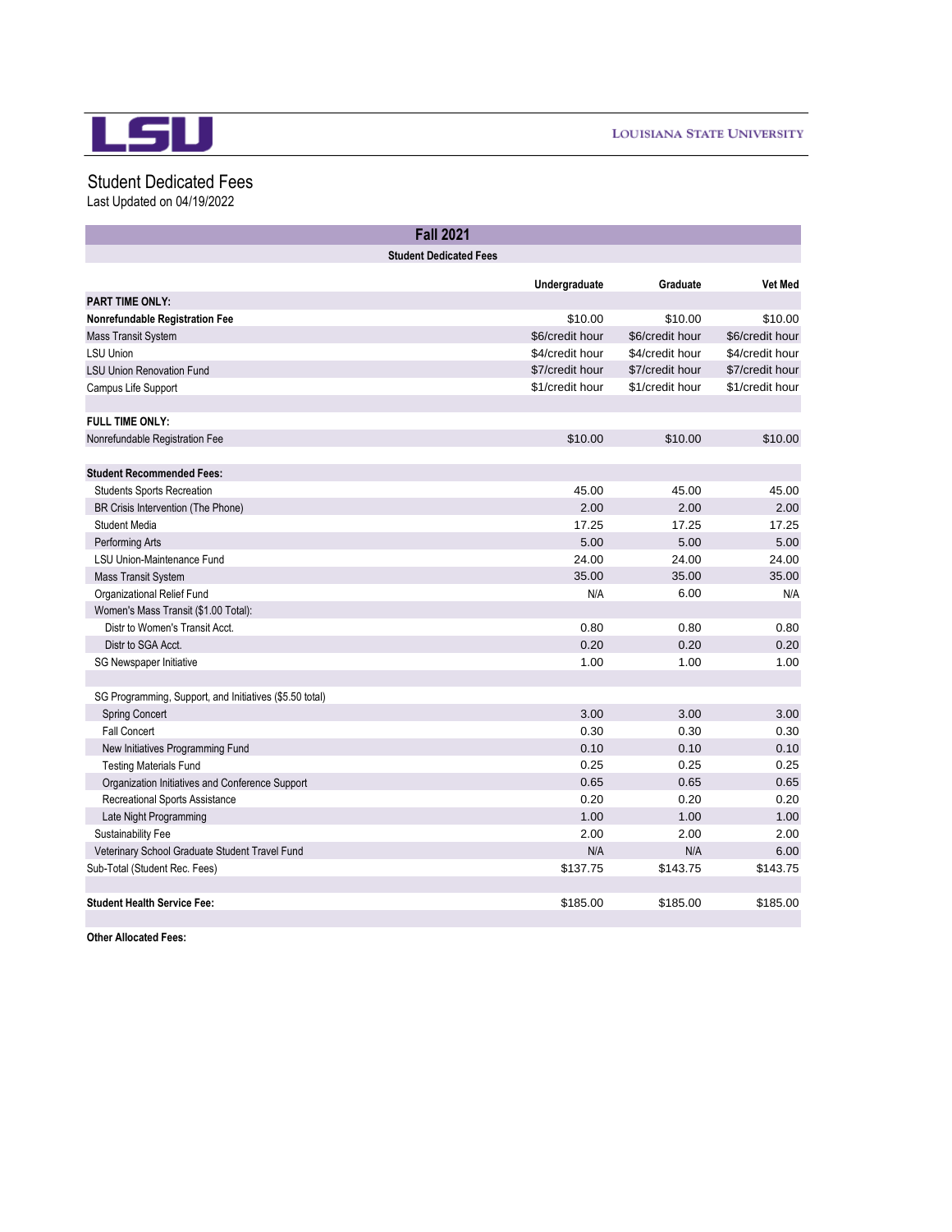# Student Dedicated Fees

Last Updated on 04/19/2022

| Fall 2021 | | | |
|---|---|---|---|
| **Student Dedicated Fees** | | | |
| | **Undergraduate** | **Graduate** | **Vet Med** |
| **PART TIME ONLY:** | | | |
| **Nonrefundable Registration Fee** | $10.00 | $10.00 | $10.00 |
| Mass Transit System | $6/credit hour | $6/credit hour | $6/credit hour |
| LSU Union | $4/credit hour | $4/credit hour | $4/credit hour |
| LSU Union Renovation Fund | $7/credit hour | $7/credit hour | $7/credit hour |
| Campus Life Support | $1/credit hour | $1/credit hour | $1/credit hour |
| | | | |
| **FULL TIME ONLY:** | | | |
| Nonrefundable Registration Fee | $10.00 | $10.00 | $10.00 |
| | | | |
| **Student Recommended Fees:** | | | |
| Students Sports Recreation | 45.00 | 45.00 | 45.00 |
| BR Crisis Intervention (The Phone) | 2.00 | 2.00 | 2.00 |
| Student Media | 17.25 | 17.25 | 17.25 |
| Performing Arts | 5.00 | 5.00 | 5.00 |
| LSU Union-Maintenance Fund | 24.00 | 24.00 | 24.00 |
| Mass Transit System | 35.00 | 35.00 | 35.00 |
| Organizational Relief Fund | N/A | 6.00 | N/A |
| Women's Mass Transit ($1.00 Total): | | | |
| Distr to Women's Transit Acct. | 0.80 | 0.80 | 0.80 |
| Distr to SGA Acct. | 0.20 | 0.20 | 0.20 |
| SG Newspaper Initiative | 1.00 | 1.00 | 1.00 |
| | | | |
| SG Programming, Support, and Initiatives ($5.50 total) | | | |
| Spring Concert | 3.00 | 3.00 | 3.00 |
| Fall Concert | 0.30 | 0.30 | 0.30 |
| New Initiatives Programming Fund | 0.10 | 0.10 | 0.10 |
| Testing Materials Fund | 0.25 | 0.25 | 0.25 |
| Organization Initiatives and Conference Support | 0.65 | 0.65 | 0.65 |
| Recreational Sports Assistance | 0.20 | 0.20 | 0.20 |
| Late Night Programming | 1.00 | 1.00 | 1.00 |
| Sustainability Fee | 2.00 | 2.00 | 2.00 |
| Veterinary School Graduate Student Travel Fund | N/A | N/A | 6.00 |
| Sub-Total (Student Rec. Fees) | $137.75 | $143.75 | $143.75 |
| | | | |
| **Student Health Service Fee:** | $185.00 | $185.00 | $185.00 |
| | | | |
| **Other Allocated Fees:** | | | |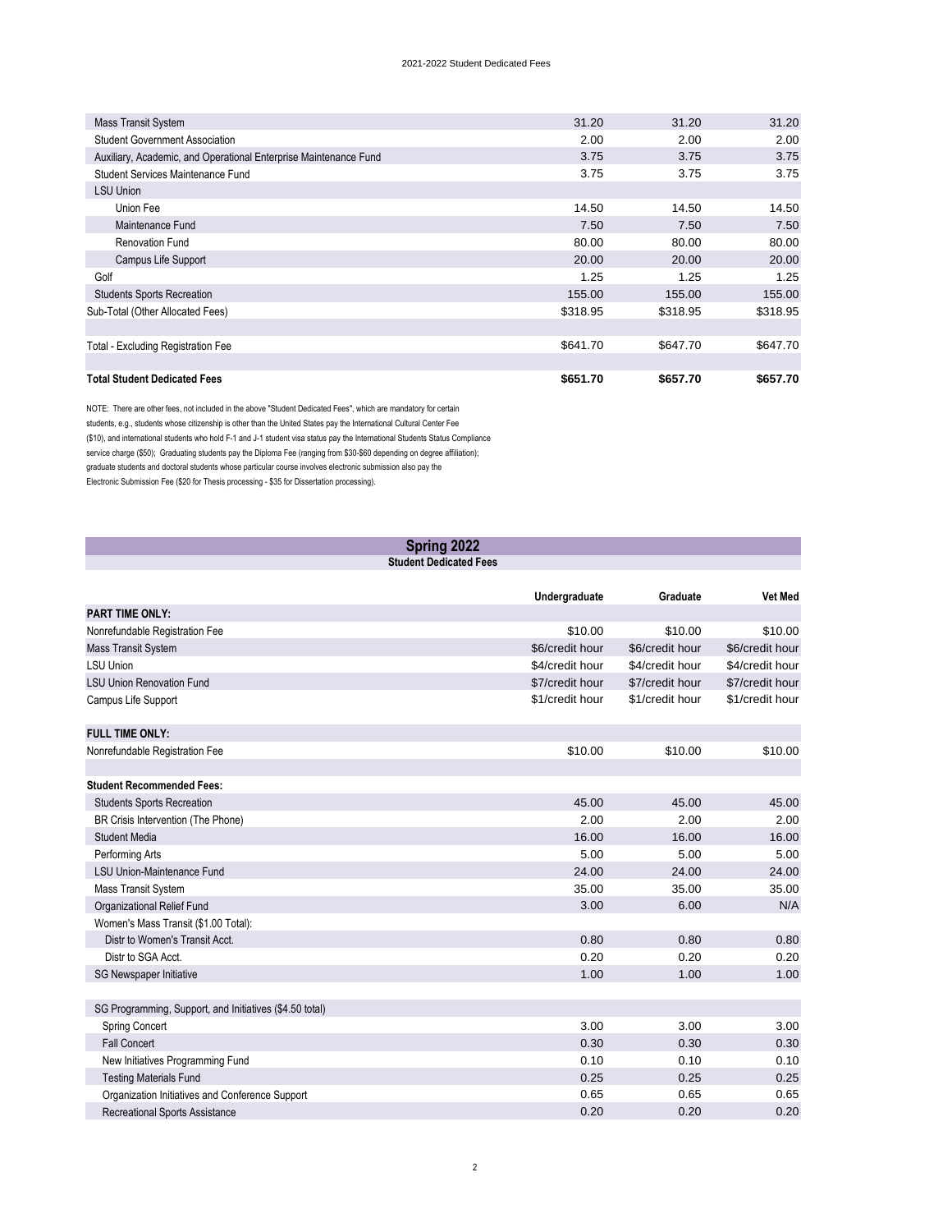| | | | |
|---|---|---|---|
| Mass Transit System | 31.20 | 31.20 | 31.20 |
| Student Government Association | 2.00 | 2.00 | 2.00 |
| Auxiliary, Academic, and Operational Enterprise Maintenance Fund | 3.75 | 3.75 | 3.75 |
| Student Services Maintenance Fund | 3.75 | 3.75 | 3.75 |
| LSU Union | | | |
| Union Fee | 14.50 | 14.50 | 14.50 |
| Maintenance Fund | 7.50 | 7.50 | 7.50 |
| Renovation Fund | 80.00 | 80.00 | 80.00 |
| Campus Life Support | 20.00 | 20.00 | 20.00 |
| Golf | 1.25 | 1.25 | 1.25 |
| Students Sports Recreation | 155.00 | 155.00 | 155.00 |
| Sub-Total (Other Allocated Fees) | $318.95 | $318.95 | $318.95 |
| | | | |
| Total - Excluding Registration Fee | $641.70 | $647.70 | $647.70 |
| | | | |
| **Total Student Dedicated Fees** | **$651.70** | **$657.70** | **$657.70** |

NOTE: There are other fees, not included in the above "Student Dedicated Fees", which are mandatory for certain students, e.g., students whose citizenship is other than the United States pay the International Cultural Center Fee ($10), and international students who hold F-1 and J-1 student visa status pay the International Students Status Compliance service charge ($50); Graduating students pay the Diploma Fee (ranging from $30-$60 depending on degree affiliation); graduate students and doctoral students whose particular course involves electronic submission also pay the Electronic Submission Fee ($20 for Thesis processing - $35 for Dissertation processing).

## Spring 2022

### Student Dedicated Fees

| | Undergraduate | Graduate | Vet Med |
|---|---|---|---|
| **PART TIME ONLY:** | | | |
| Nonrefundable Registration Fee | $10.00 | $10.00 | $10.00 |
| Mass Transit System | $6/credit hour | $6/credit hour | $6/credit hour |
| LSU Union | $4/credit hour | $4/credit hour | $4/credit hour |
| LSU Union Renovation Fund | $7/credit hour | $7/credit hour | $7/credit hour |
| Campus Life Support | $1/credit hour | $1/credit hour | $1/credit hour |
| | | | |
| **FULL TIME ONLY:** | | | |
| Nonrefundable Registration Fee | $10.00 | $10.00 | $10.00 |
| | | | |
| **Student Recommended Fees:** | | | |
| Students Sports Recreation | 45.00 | 45.00 | 45.00 |
| BR Crisis Intervention (The Phone) | 2.00 | 2.00 | 2.00 |
| Student Media | 16.00 | 16.00 | 16.00 |
| Performing Arts | 5.00 | 5.00 | 5.00 |
| LSU Union-Maintenance Fund | 24.00 | 24.00 | 24.00 |
| Mass Transit System | 35.00 | 35.00 | 35.00 |
| Organizational Relief Fund | 3.00 | 6.00 | N/A |
| Women's Mass Transit ($1.00 Total): | | | |
| Distr to Women's Transit Acct. | 0.80 | 0.80 | 0.80 |
| Distr to SGA Acct. | 0.20 | 0.20 | 0.20 |
| SG Newspaper Initiative | 1.00 | 1.00 | 1.00 |
| | | | |
| SG Programming, Support, and Initiatives ($4.50 total) | | | |
| Spring Concert | 3.00 | 3.00 | 3.00 |
| Fall Concert | 0.30 | 0.30 | 0.30 |
| New Initiatives Programming Fund | 0.10 | 0.10 | 0.10 |
| Testing Materials Fund | 0.25 | 0.25 | 0.25 |
| Organization Initiatives and Conference Support | 0.65 | 0.65 | 0.65 |
| Recreational Sports Assistance | 0.20 | 0.20 | 0.20 |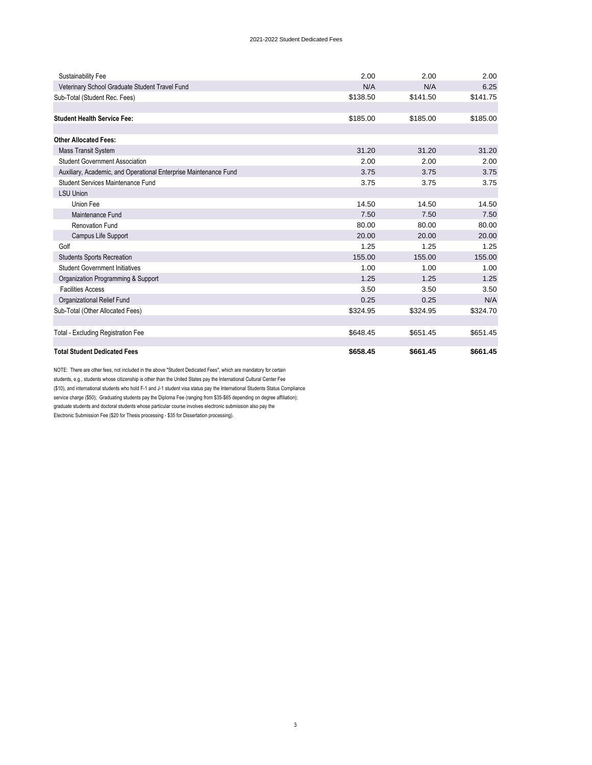2021-2022 Student Dedicated Fees

| | | | |
|---|---|---|---|
| Sustainability Fee | 2.00 | 2.00 | 2.00 |
| Veterinary School Graduate Student Travel Fund | N/A | N/A | 6.25 |
| Sub-Total (Student Rec. Fees) | $138.50 | $141.50 | $141.75 |
| | | | |
| **Student Health Service Fee:** | $185.00 | $185.00 | $185.00 |
| | | | |
| **Other Allocated Fees:** | | | |
| Mass Transit System | 31.20 | 31.20 | 31.20 |
| Student Government Association | 2.00 | 2.00 | 2.00 |
| Auxiliary, Academic, and Operational Enterprise Maintenance Fund | 3.75 | 3.75 | 3.75 |
| Student Services Maintenance Fund | 3.75 | 3.75 | 3.75 |
| LSU Union | | | |
| Union Fee | 14.50 | 14.50 | 14.50 |
| Maintenance Fund | 7.50 | 7.50 | 7.50 |
| Renovation Fund | 80.00 | 80.00 | 80.00 |
| Campus Life Support | 20.00 | 20.00 | 20.00 |
| Golf | 1.25 | 1.25 | 1.25 |
| Students Sports Recreation | 155.00 | 155.00 | 155.00 |
| Student Government Initiatives | 1.00 | 1.00 | 1.00 |
| Organization Programming & Support | 1.25 | 1.25 | 1.25 |
| Facilities Access | 3.50 | 3.50 | 3.50 |
| Organizational Relief Fund | 0.25 | 0.25 | N/A |
| Sub-Total (Other Allocated Fees) | $324.95 | $324.95 | $324.70 |
| | | | |
| Total - Excluding Registration Fee | $648.45 | $651.45 | $651.45 |
| | | | |
| **Total Student Dedicated Fees** | **$658.45** | **$661.45** | **$661.45** |

NOTE: There are other fees, not included in the above "Student Dedicated Fees", which are mandatory for certain students, e.g., students whose citizenship is other than the United States pay the International Cultural Center Fee ($10), and international students who hold F-1 and J-1 student visa status pay the International Students Status Compliance service charge ($50); Graduating students pay the Diploma Fee (ranging from $35-$65 depending on degree affiliation); graduate students and doctoral students whose particular course involves electronic submission also pay the Electronic Submission Fee ($20 for Thesis processing - $35 for Dissertation processing).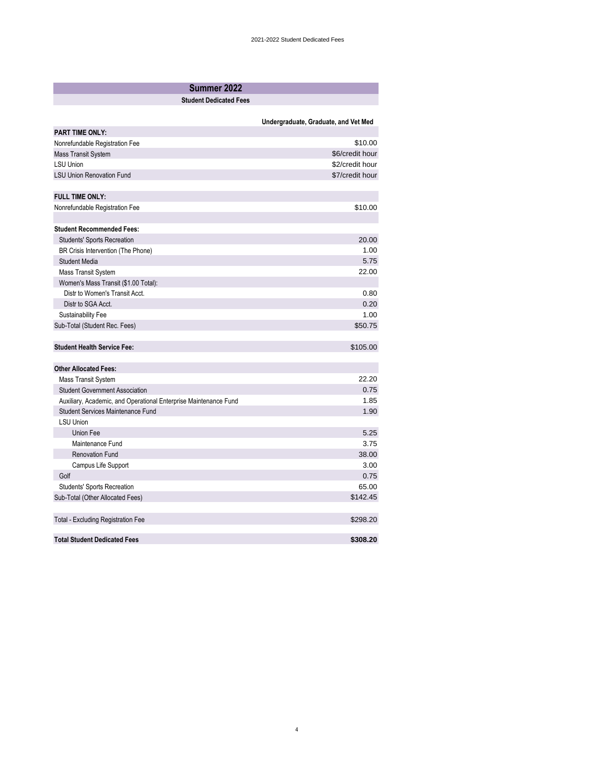## Summer 2022

### Student Dedicated Fees

| | Undergraduate, Graduate, and Vet Med |
|---|---|
| **PART TIME ONLY:** | |
| Nonrefundable Registration Fee | $10.00 |
| Mass Transit System | $6/credit hour |
| LSU Union | $2/credit hour |
| LSU Union Renovation Fund | $7/credit hour |
| | |
| **FULL TIME ONLY:** | |
| Nonrefundable Registration Fee | $10.00 |
| | |
| **Student Recommended Fees:** | |
| Students' Sports Recreation | 20.00 |
| BR Crisis Intervention (The Phone) | 1.00 |
| Student Media | 5.75 |
| Mass Transit System | 22.00 |
| Women's Mass Transit ($1.00 Total): | |
| Distr to Women's Transit Acct. | 0.80 |
| Distr to SGA Acct. | 0.20 |
| Sustainability Fee | 1.00 |
| Sub-Total (Student Rec. Fees) | $50.75 |
| | |
| **Student Health Service Fee:** | $105.00 |
| | |
| **Other Allocated Fees:** | |
| Mass Transit System | 22.20 |
| Student Government Association | 0.75 |
| Auxiliary, Academic, and Operational Enterprise Maintenance Fund | 1.85 |
| Student Services Maintenance Fund | 1.90 |
| LSU Union | |
| Union Fee | 5.25 |
| Maintenance Fund | 3.75 |
| Renovation Fund | 38.00 |
| Campus Life Support | 3.00 |
| Golf | 0.75 |
| Students' Sports Recreation | 65.00 |
| Sub-Total (Other Allocated Fees) | $142.45 |
| | |
| Total - Excluding Registration Fee | $298.20 |
| | |
| **Total Student Dedicated Fees** | **$308.20** |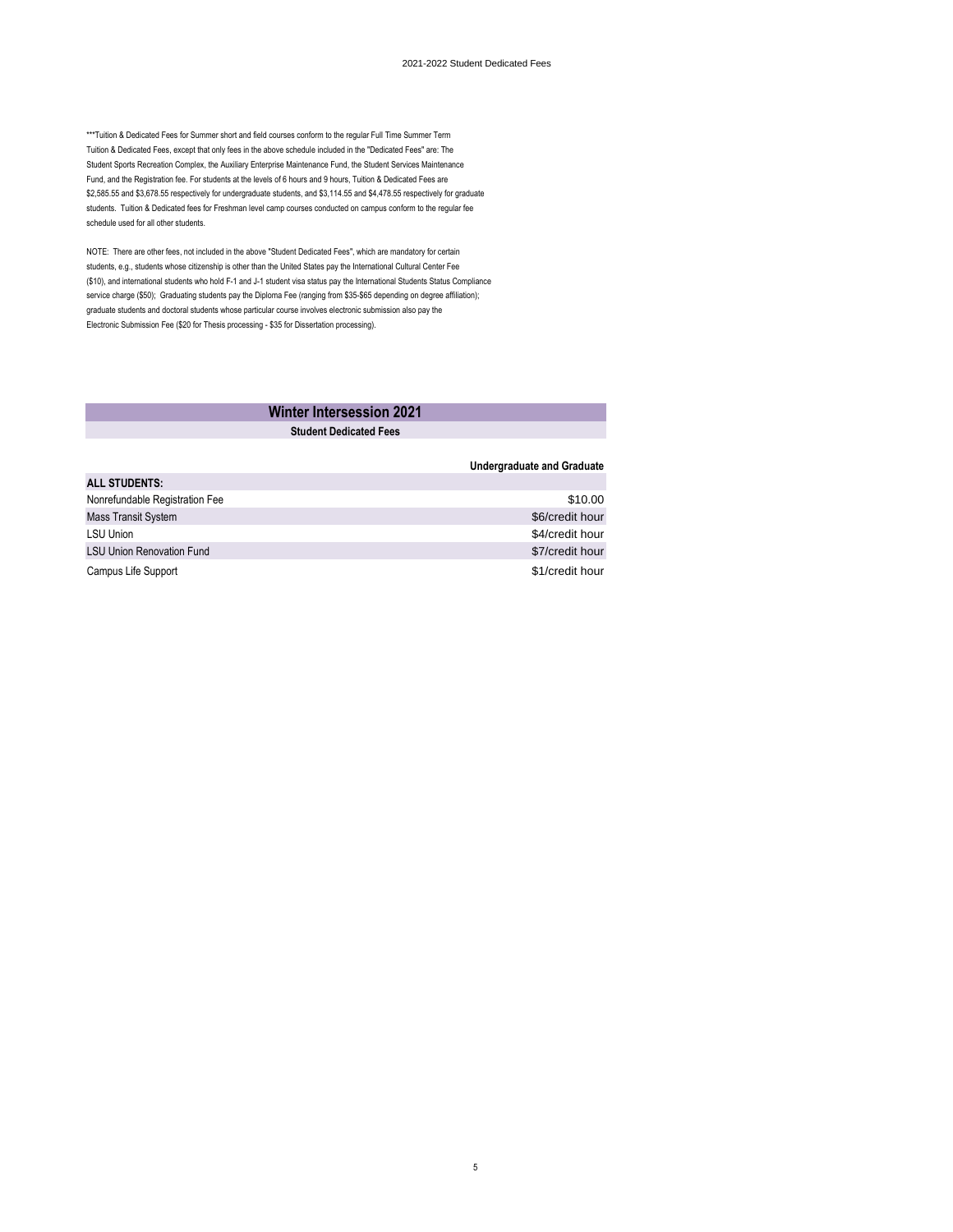***Tuition & Dedicated Fees for Summer short and field courses conform to the regular Full Time Summer Term Tuition & Dedicated Fees, except that only fees in the above schedule included in the "Dedicated Fees" are: The Student Sports Recreation Complex, the Auxiliary Enterprise Maintenance Fund, the Student Services Maintenance Fund, and the Registration fee. For students at the levels of 6 hours and 9 hours, Tuition & Dedicated Fees are $2,585.55 and $3,678.55 respectively for undergraduate students, and $3,114.55 and $4,478.55 respectively for graduate students. Tuition & Dedicated fees for Freshman level camp courses conducted on campus conform to the regular fee schedule used for all other students.

NOTE: There are other fees, not included in the above "Student Dedicated Fees", which are mandatory for certain students, e.g., students whose citizenship is other than the United States pay the International Cultural Center Fee ($10), and international students who hold F-1 and J-1 student visa status pay the International Students Status Compliance service charge ($50); Graduating students pay the Diploma Fee (ranging from $35-$65 depending on degree affiliation); graduate students and doctoral students whose particular course involves electronic submission also pay the Electronic Submission Fee ($20 for Thesis processing - $35 for Dissertation processing).

## Winter Intersession 2021

### Student Dedicated Fees

| | Undergraduate and Graduate |
|---|---|
| **ALL STUDENTS:** | |
| Nonrefundable Registration Fee | $10.00 |
| Mass Transit System | $6/credit hour |
| LSU Union | $4/credit hour |
| LSU Union Renovation Fund | $7/credit hour |
| Campus Life Support | $1/credit hour |